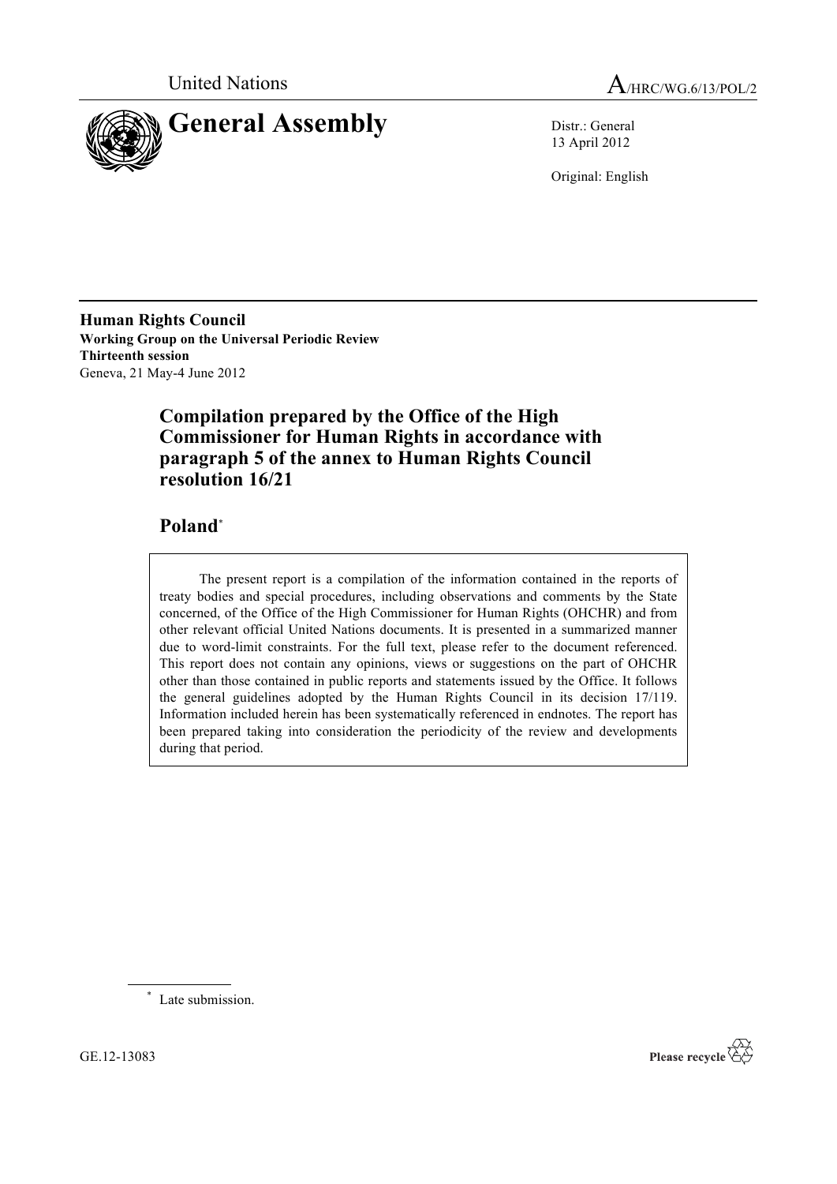United Nations

A/HRC/WG.6/13/POL/2

# General Assembly

Distr.: General
13 April 2012

Original: English

**Human Rights Council**
**Working Group on the Universal Periodic Review**
**Thirteenth session**
Geneva, 21 May-4 June 2012

## Compilation prepared by the Office of the High Commissioner for Human Rights in accordance with paragraph 5 of the annex to Human Rights Council resolution 16/21

## Poland[*]

> The present report is a compilation of the information contained in the reports of treaty bodies and special procedures, including observations and comments by the State concerned, of the Office of the High Commissioner for Human Rights (OHCHR) and from other relevant official United Nations documents. It is presented in a summarized manner due to word-limit constraints. For the full text, please refer to the document referenced. This report does not contain any opinions, views or suggestions on the part of OHCHR other than those contained in public reports and statements issued by the Office. It follows the general guidelines adopted by the Human Rights Council in its decision 17/119. Information included herein has been systematically referenced in endnotes. The report has been prepared taking into consideration the periodicity of the review and developments during that period.

[*] Late submission.

GE.12-13083

Please recycle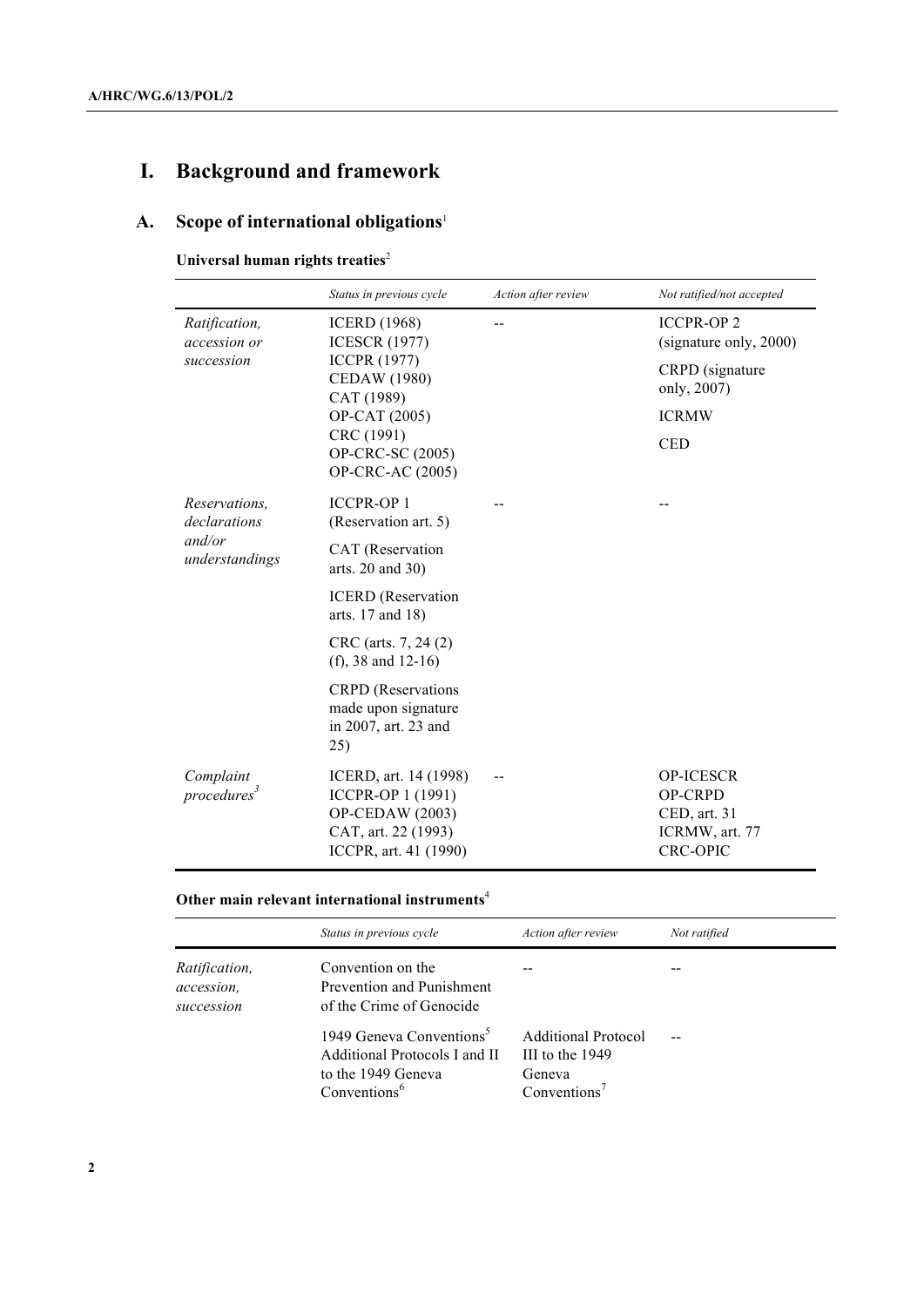# I. Background and framework

## A. Scope of international obligations[1]

**Universal human rights treaties**[2]

| | *Status in previous cycle* | *Action after review* | *Not ratified/not accepted* |
|---|---|---|---|
| *Ratification, accession or succession* | ICERD (1968)<br>ICESCR (1977)<br>ICCPR (1977)<br>CEDAW (1980)<br>CAT (1989)<br>OP-CAT (2005)<br>CRC (1991)<br>OP-CRC-SC (2005)<br>OP-CRC-AC (2005) | -- | ICCPR-OP 2 (signature only, 2000)<br>CRPD (signature only, 2007)<br>ICRMW<br>CED |
| *Reservations, declarations and/or understandings* | ICCPR-OP 1 (Reservation art. 5)<br>CAT (Reservation arts. 20 and 30)<br>ICERD (Reservation arts. 17 and 18)<br>CRC (arts. 7, 24 (2) (f), 38 and 12-16)<br>CRPD (Reservations made upon signature in 2007, art. 23 and 25) | -- | -- |
| *Complaint procedures*[3] | ICERD, art. 14 (1998)<br>ICCPR-OP 1 (1991)<br>OP-CEDAW (2003)<br>CAT, art. 22 (1993)<br>ICCPR, art. 41 (1990) | -- | OP-ICESCR<br>OP-CRPD<br>CED, art. 31<br>ICRMW, art. 77<br>CRC-OPIC |

**Other main relevant international instruments**[4]

| | *Status in previous cycle* | *Action after review* | *Not ratified* |
|---|---|---|---|
| *Ratification, accession, succession* | Convention on the Prevention and Punishment of the Crime of Genocide | -- | -- |
| | 1949 Geneva Conventions[5] Additional Protocols I and II to the 1949 Geneva Conventions[6] | Additional Protocol III to the 1949 Geneva Conventions[7] | -- |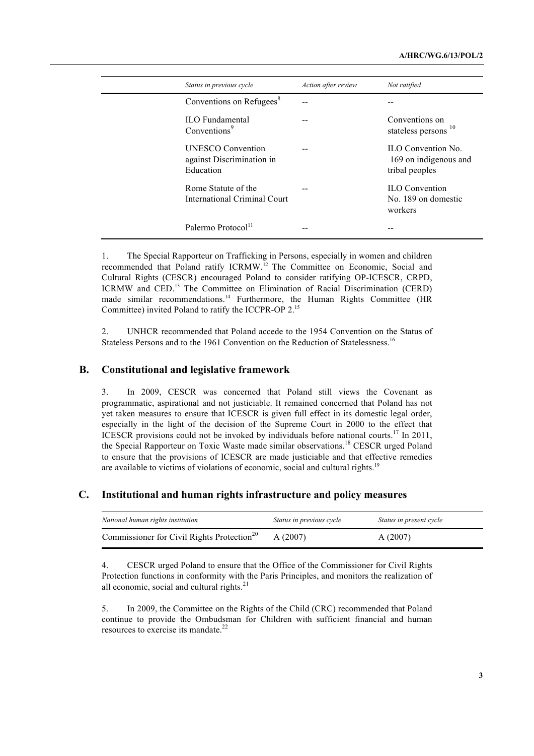| Status in previous cycle | Action after review | Not ratified |
|---|---|---|
| Conventions on Refugees[8] | -- | -- |
| ILO Fundamental Conventions[9] | -- | Conventions on stateless persons [10] |
| UNESCO Convention against Discrimination in Education | -- | ILO Convention No. 169 on indigenous and tribal peoples |
| Rome Statute of the International Criminal Court | -- | ILO Convention No. 189 on domestic workers |
| Palermo Protocol[11] | -- | -- |

1. The Special Rapporteur on Trafficking in Persons, especially in women and children recommended that Poland ratify ICRMW.[12] The Committee on Economic, Social and Cultural Rights (CESCR) encouraged Poland to consider ratifying OP-ICESCR, CRPD, ICRMW and CED.[13] The Committee on Elimination of Racial Discrimination (CERD) made similar recommendations.[14] Furthermore, the Human Rights Committee (HR Committee) invited Poland to ratify the ICCPR-OP 2.[15]

2. UNHCR recommended that Poland accede to the 1954 Convention on the Status of Stateless Persons and to the 1961 Convention on the Reduction of Statelessness.[16]

## B. Constitutional and legislative framework

3. In 2009, CESCR was concerned that Poland still views the Covenant as programmatic, aspirational and not justiciable. It remained concerned that Poland has not yet taken measures to ensure that ICESCR is given full effect in its domestic legal order, especially in the light of the decision of the Supreme Court in 2000 to the effect that ICESCR provisions could not be invoked by individuals before national courts.[17] In 2011, the Special Rapporteur on Toxic Waste made similar observations.[18] CESCR urged Poland to ensure that the provisions of ICESCR are made justiciable and that effective remedies are available to victims of violations of economic, social and cultural rights.[19]

## C. Institutional and human rights infrastructure and policy measures

| National human rights institution | Status in previous cycle | Status in present cycle |
|---|---|---|
| Commissioner for Civil Rights Protection[20] | A (2007) | A (2007) |

4. CESCR urged Poland to ensure that the Office of the Commissioner for Civil Rights Protection functions in conformity with the Paris Principles, and monitors the realization of all economic, social and cultural rights.[21]

5. In 2009, the Committee on the Rights of the Child (CRC) recommended that Poland continue to provide the Ombudsman for Children with sufficient financial and human resources to exercise its mandate.[22]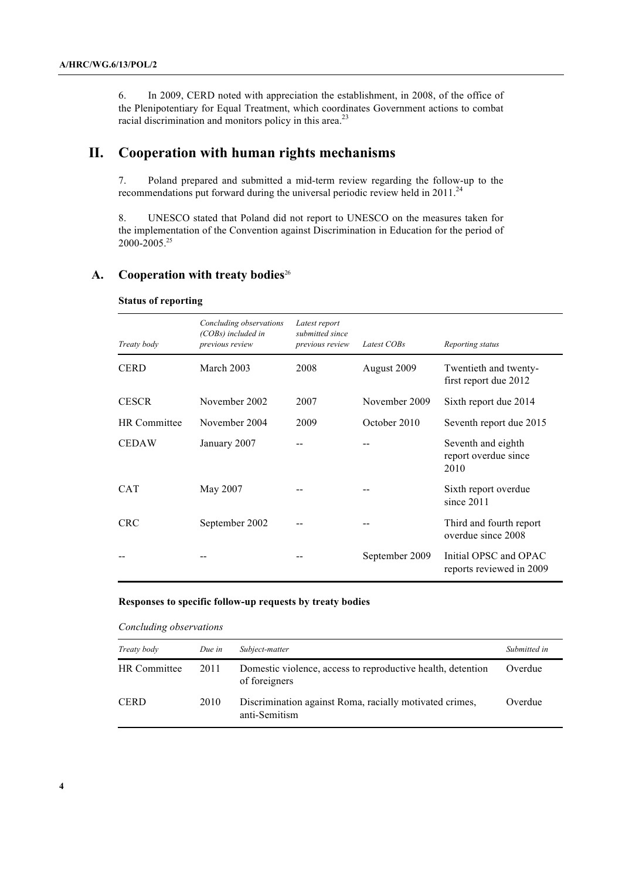6. In 2009, CERD noted with appreciation the establishment, in 2008, of the office of the Plenipotentiary for Equal Treatment, which coordinates Government actions to combat racial discrimination and monitors policy in this area.[23]

# II. Cooperation with human rights mechanisms

7. Poland prepared and submitted a mid-term review regarding the follow-up to the recommendations put forward during the universal periodic review held in 2011.[24]

8. UNESCO stated that Poland did not report to UNESCO on the measures taken for the implementation of the Convention against Discrimination in Education for the period of 2000-2005.[25]

## A. Cooperation with treaty bodies[26]

**Status of reporting**

| *Treaty body* | *Concluding observations (COBs) included in previous review* | *Latest report submitted since previous review* | *Latest COBs* | *Reporting status* |
|---|---|---|---|---|
| CERD | March 2003 | 2008 | August 2009 | Twentieth and twenty-first report due 2012 |
| CESCR | November 2002 | 2007 | November 2009 | Sixth report due 2014 |
| HR Committee | November 2004 | 2009 | October 2010 | Seventh report due 2015 |
| CEDAW | January 2007 | -- | -- | Seventh and eighth report overdue since 2010 |
| CAT | May 2007 | -- | -- | Sixth report overdue since 2011 |
| CRC | September 2002 | -- | -- | Third and fourth report overdue since 2008 |
| -- | -- | -- | September 2009 | Initial OPSC and OPAC reports reviewed in 2009 |

**Responses to specific follow-up requests by treaty bodies**

*Concluding observations*

| *Treaty body* | *Due in* | *Subject-matter* | *Submitted in* |
|---|---|---|---|
| HR Committee | 2011 | Domestic violence, access to reproductive health, detention of foreigners | Overdue |
| CERD | 2010 | Discrimination against Roma, racially motivated crimes, anti-Semitism | Overdue |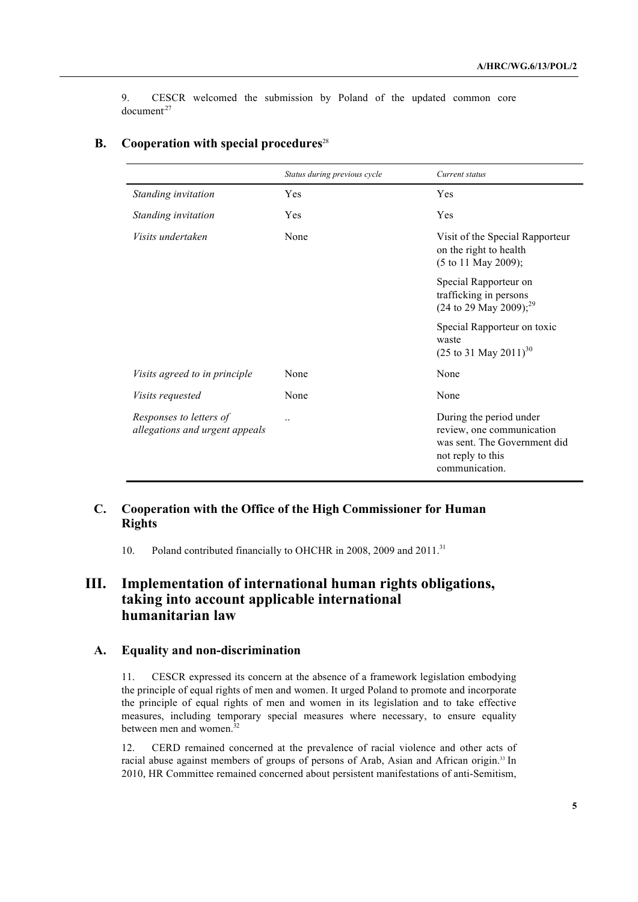9. CESCR welcomed the submission by Poland of the updated common core document[27]

## B. Cooperation with special procedures[28]

| | *Status during previous cycle* | *Current status* |
|---|---|---|
| *Standing invitation* | Yes | Yes |
| *Standing invitation* | Yes | Yes |
| *Visits undertaken* | None | Visit of the Special Rapporteur on the right to health (5 to 11 May 2009); |
| | | Special Rapporteur on trafficking in persons (24 to 29 May 2009);[29] |
| | | Special Rapporteur on toxic waste (25 to 31 May 2011)[30] |
| *Visits agreed to in principle* | None | None |
| *Visits requested* | None | None |
| *Responses to letters of allegations and urgent appeals* | .. | During the period under review, one communication was sent. The Government did not reply to this communication. |

## C. Cooperation with the Office of the High Commissioner for Human Rights

10. Poland contributed financially to OHCHR in 2008, 2009 and 2011.[31]

# III. Implementation of international human rights obligations, taking into account applicable international humanitarian law

## A. Equality and non-discrimination

11. CESCR expressed its concern at the absence of a framework legislation embodying the principle of equal rights of men and women. It urged Poland to promote and incorporate the principle of equal rights of men and women in its legislation and to take effective measures, including temporary special measures where necessary, to ensure equality between men and women.[32]

12. CERD remained concerned at the prevalence of racial violence and other acts of racial abuse against members of groups of persons of Arab, Asian and African origin.[33] In 2010, HR Committee remained concerned about persistent manifestations of anti-Semitism,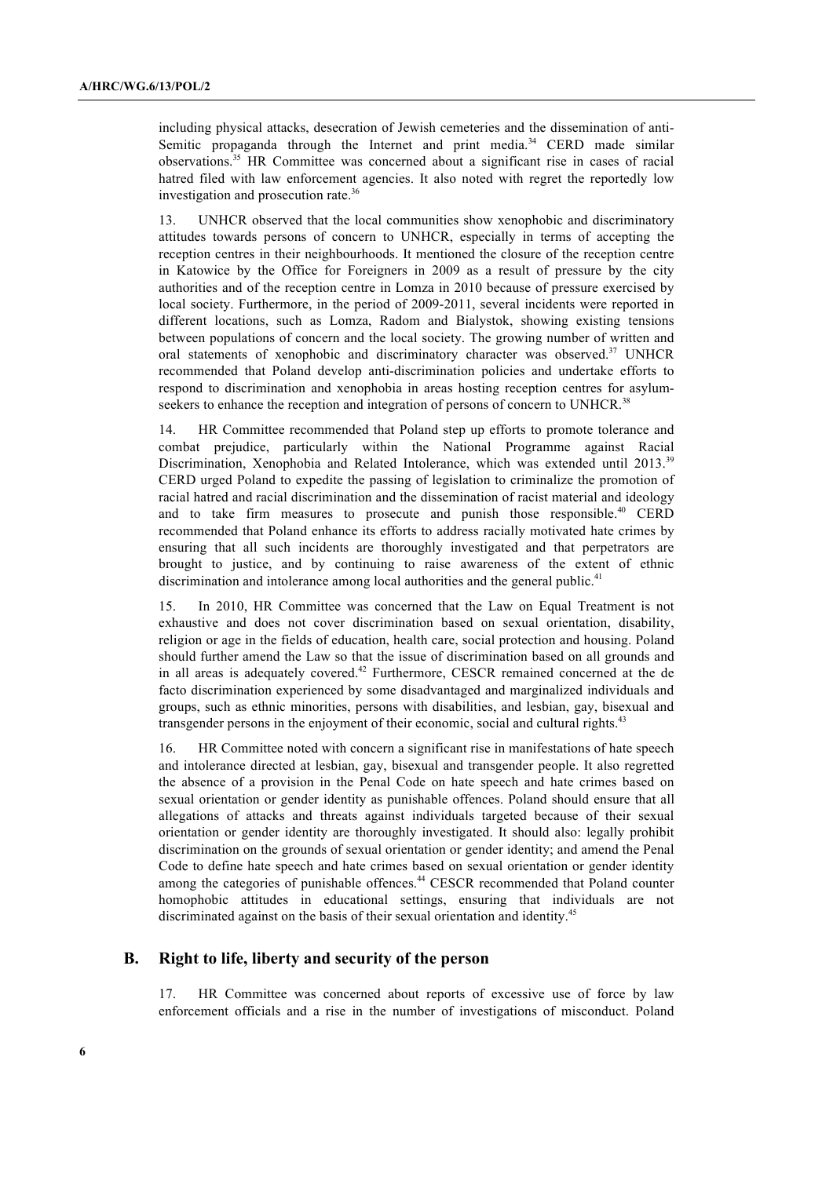including physical attacks, desecration of Jewish cemeteries and the dissemination of anti-Semitic propaganda through the Internet and print media.[34] CERD made similar observations.[35] HR Committee was concerned about a significant rise in cases of racial hatred filed with law enforcement agencies. It also noted with regret the reportedly low investigation and prosecution rate.[36]

13. UNHCR observed that the local communities show xenophobic and discriminatory attitudes towards persons of concern to UNHCR, especially in terms of accepting the reception centres in their neighbourhoods. It mentioned the closure of the reception centre in Katowice by the Office for Foreigners in 2009 as a result of pressure by the city authorities and of the reception centre in Lomza in 2010 because of pressure exercised by local society. Furthermore, in the period of 2009-2011, several incidents were reported in different locations, such as Lomza, Radom and Bialystok, showing existing tensions between populations of concern and the local society. The growing number of written and oral statements of xenophobic and discriminatory character was observed.[37] UNHCR recommended that Poland develop anti-discrimination policies and undertake efforts to respond to discrimination and xenophobia in areas hosting reception centres for asylum-seekers to enhance the reception and integration of persons of concern to UNHCR.[38]

14. HR Committee recommended that Poland step up efforts to promote tolerance and combat prejudice, particularly within the National Programme against Racial Discrimination, Xenophobia and Related Intolerance, which was extended until 2013.[39] CERD urged Poland to expedite the passing of legislation to criminalize the promotion of racial hatred and racial discrimination and the dissemination of racist material and ideology and to take firm measures to prosecute and punish those responsible.[40] CERD recommended that Poland enhance its efforts to address racially motivated hate crimes by ensuring that all such incidents are thoroughly investigated and that perpetrators are brought to justice, and by continuing to raise awareness of the extent of ethnic discrimination and intolerance among local authorities and the general public.[41]

15. In 2010, HR Committee was concerned that the Law on Equal Treatment is not exhaustive and does not cover discrimination based on sexual orientation, disability, religion or age in the fields of education, health care, social protection and housing. Poland should further amend the Law so that the issue of discrimination based on all grounds and in all areas is adequately covered.[42] Furthermore, CESCR remained concerned at the de facto discrimination experienced by some disadvantaged and marginalized individuals and groups, such as ethnic minorities, persons with disabilities, and lesbian, gay, bisexual and transgender persons in the enjoyment of their economic, social and cultural rights.[43]

16. HR Committee noted with concern a significant rise in manifestations of hate speech and intolerance directed at lesbian, gay, bisexual and transgender people. It also regretted the absence of a provision in the Penal Code on hate speech and hate crimes based on sexual orientation or gender identity as punishable offences. Poland should ensure that all allegations of attacks and threats against individuals targeted because of their sexual orientation or gender identity are thoroughly investigated. It should also: legally prohibit discrimination on the grounds of sexual orientation or gender identity; and amend the Penal Code to define hate speech and hate crimes based on sexual orientation or gender identity among the categories of punishable offences.[44] CESCR recommended that Poland counter homophobic attitudes in educational settings, ensuring that individuals are not discriminated against on the basis of their sexual orientation and identity.[45]

## B. Right to life, liberty and security of the person

17. HR Committee was concerned about reports of excessive use of force by law enforcement officials and a rise in the number of investigations of misconduct. Poland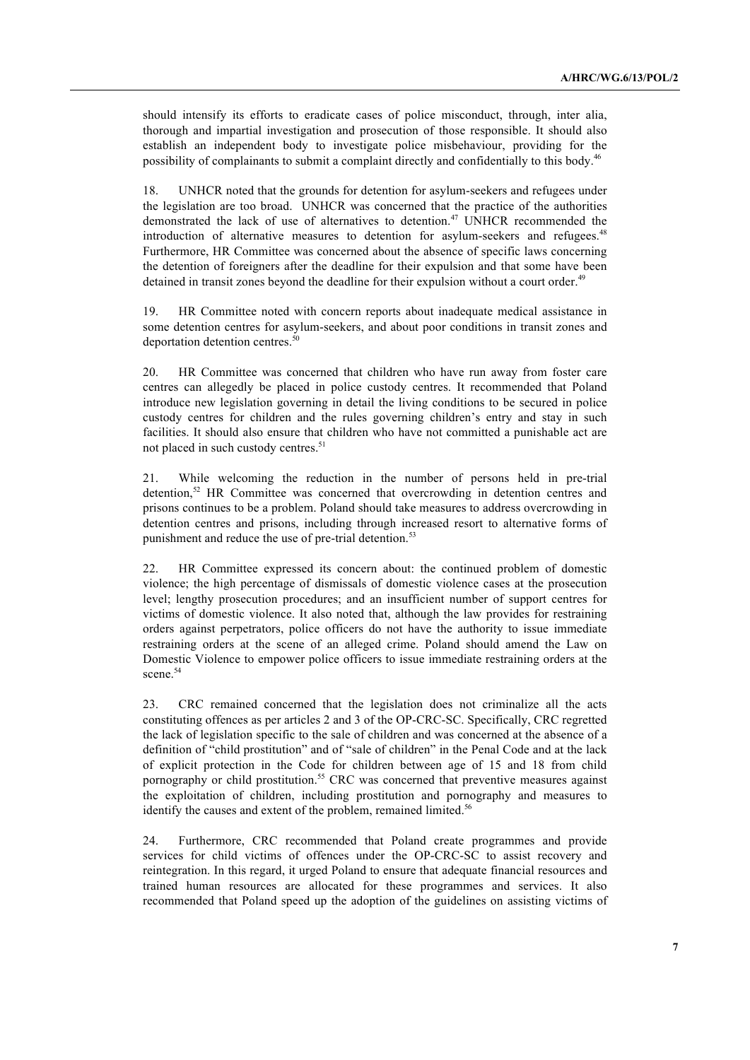should intensify its efforts to eradicate cases of police misconduct, through, inter alia, thorough and impartial investigation and prosecution of those responsible. It should also establish an independent body to investigate police misbehaviour, providing for the possibility of complainants to submit a complaint directly and confidentially to this body.[46]

18. UNHCR noted that the grounds for detention for asylum-seekers and refugees under the legislation are too broad. UNHCR was concerned that the practice of the authorities demonstrated the lack of use of alternatives to detention.[47] UNHCR recommended the introduction of alternative measures to detention for asylum-seekers and refugees.[48] Furthermore, HR Committee was concerned about the absence of specific laws concerning the detention of foreigners after the deadline for their expulsion and that some have been detained in transit zones beyond the deadline for their expulsion without a court order.[49]

19. HR Committee noted with concern reports about inadequate medical assistance in some detention centres for asylum-seekers, and about poor conditions in transit zones and deportation detention centres.[50]

20. HR Committee was concerned that children who have run away from foster care centres can allegedly be placed in police custody centres. It recommended that Poland introduce new legislation governing in detail the living conditions to be secured in police custody centres for children and the rules governing children's entry and stay in such facilities. It should also ensure that children who have not committed a punishable act are not placed in such custody centres.[51]

21. While welcoming the reduction in the number of persons held in pre-trial detention,[52] HR Committee was concerned that overcrowding in detention centres and prisons continues to be a problem. Poland should take measures to address overcrowding in detention centres and prisons, including through increased resort to alternative forms of punishment and reduce the use of pre-trial detention.[53]

22. HR Committee expressed its concern about: the continued problem of domestic violence; the high percentage of dismissals of domestic violence cases at the prosecution level; lengthy prosecution procedures; and an insufficient number of support centres for victims of domestic violence. It also noted that, although the law provides for restraining orders against perpetrators, police officers do not have the authority to issue immediate restraining orders at the scene of an alleged crime. Poland should amend the Law on Domestic Violence to empower police officers to issue immediate restraining orders at the scene.[54]

23. CRC remained concerned that the legislation does not criminalize all the acts constituting offences as per articles 2 and 3 of the OP-CRC-SC. Specifically, CRC regretted the lack of legislation specific to the sale of children and was concerned at the absence of a definition of "child prostitution" and of "sale of children" in the Penal Code and at the lack of explicit protection in the Code for children between age of 15 and 18 from child pornography or child prostitution.[55] CRC was concerned that preventive measures against the exploitation of children, including prostitution and pornography and measures to identify the causes and extent of the problem, remained limited.[56]

24. Furthermore, CRC recommended that Poland create programmes and provide services for child victims of offences under the OP-CRC-SC to assist recovery and reintegration. In this regard, it urged Poland to ensure that adequate financial resources and trained human resources are allocated for these programmes and services. It also recommended that Poland speed up the adoption of the guidelines on assisting victims of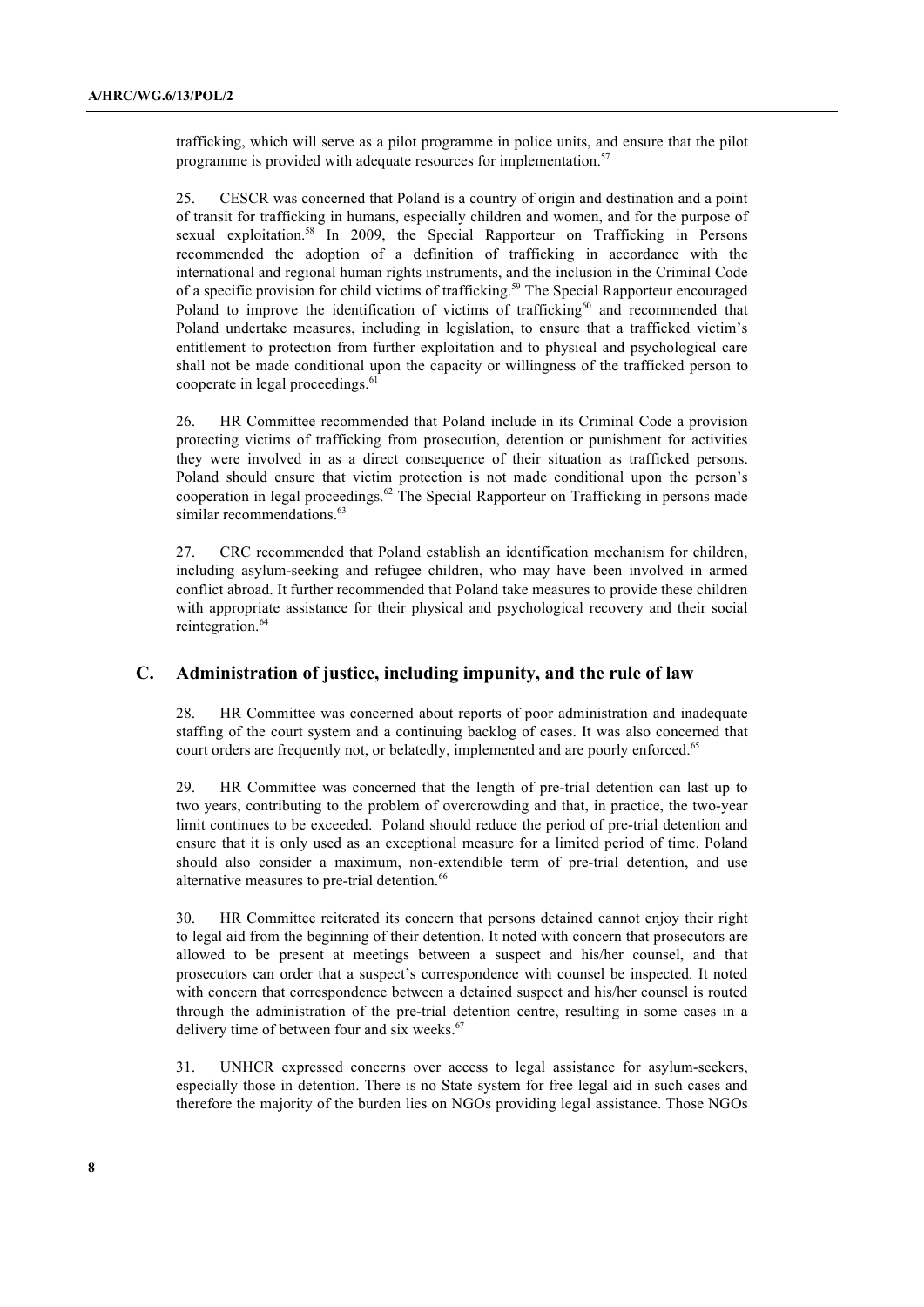trafficking, which will serve as a pilot programme in police units, and ensure that the pilot programme is provided with adequate resources for implementation.[57]

25. CESCR was concerned that Poland is a country of origin and destination and a point of transit for trafficking in humans, especially children and women, and for the purpose of sexual exploitation.[58] In 2009, the Special Rapporteur on Trafficking in Persons recommended the adoption of a definition of trafficking in accordance with the international and regional human rights instruments, and the inclusion in the Criminal Code of a specific provision for child victims of trafficking.[59] The Special Rapporteur encouraged Poland to improve the identification of victims of trafficking[60] and recommended that Poland undertake measures, including in legislation, to ensure that a trafficked victim's entitlement to protection from further exploitation and to physical and psychological care shall not be made conditional upon the capacity or willingness of the trafficked person to cooperate in legal proceedings.[61]

26. HR Committee recommended that Poland include in its Criminal Code a provision protecting victims of trafficking from prosecution, detention or punishment for activities they were involved in as a direct consequence of their situation as trafficked persons. Poland should ensure that victim protection is not made conditional upon the person's cooperation in legal proceedings.[62] The Special Rapporteur on Trafficking in persons made similar recommendations.[63]

27. CRC recommended that Poland establish an identification mechanism for children, including asylum-seeking and refugee children, who may have been involved in armed conflict abroad. It further recommended that Poland take measures to provide these children with appropriate assistance for their physical and psychological recovery and their social reintegration.[64]

## C. Administration of justice, including impunity, and the rule of law

28. HR Committee was concerned about reports of poor administration and inadequate staffing of the court system and a continuing backlog of cases. It was also concerned that court orders are frequently not, or belatedly, implemented and are poorly enforced.[65]

29. HR Committee was concerned that the length of pre-trial detention can last up to two years, contributing to the problem of overcrowding and that, in practice, the two-year limit continues to be exceeded. Poland should reduce the period of pre-trial detention and ensure that it is only used as an exceptional measure for a limited period of time. Poland should also consider a maximum, non-extendible term of pre-trial detention, and use alternative measures to pre-trial detention.[66]

30. HR Committee reiterated its concern that persons detained cannot enjoy their right to legal aid from the beginning of their detention. It noted with concern that prosecutors are allowed to be present at meetings between a suspect and his/her counsel, and that prosecutors can order that a suspect's correspondence with counsel be inspected. It noted with concern that correspondence between a detained suspect and his/her counsel is routed through the administration of the pre-trial detention centre, resulting in some cases in a delivery time of between four and six weeks.[67]

31. UNHCR expressed concerns over access to legal assistance for asylum-seekers, especially those in detention. There is no State system for free legal aid in such cases and therefore the majority of the burden lies on NGOs providing legal assistance. Those NGOs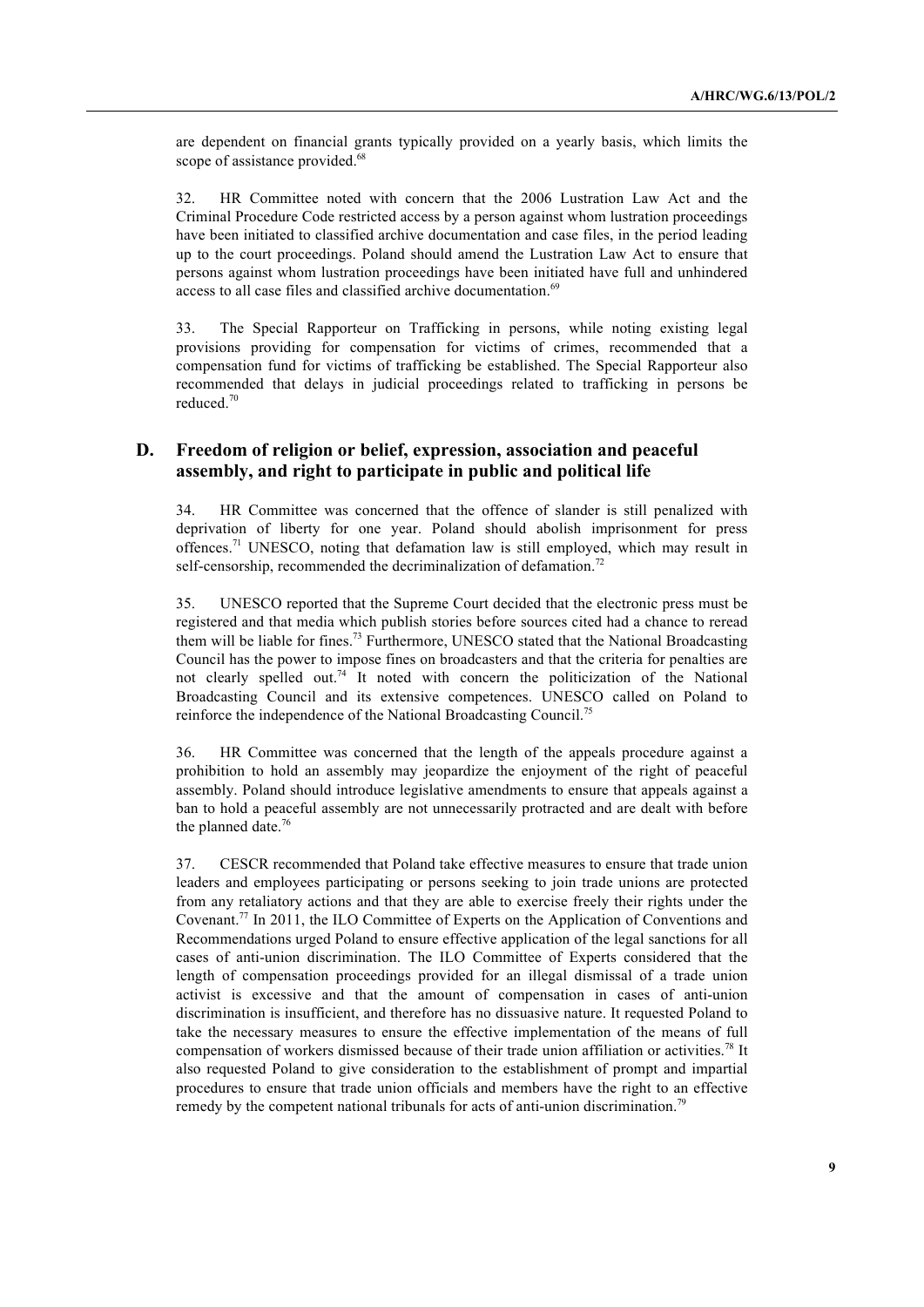are dependent on financial grants typically provided on a yearly basis, which limits the scope of assistance provided.[68]

32. HR Committee noted with concern that the 2006 Lustration Law Act and the Criminal Procedure Code restricted access by a person against whom lustration proceedings have been initiated to classified archive documentation and case files, in the period leading up to the court proceedings. Poland should amend the Lustration Law Act to ensure that persons against whom lustration proceedings have been initiated have full and unhindered access to all case files and classified archive documentation.[69]

33. The Special Rapporteur on Trafficking in persons, while noting existing legal provisions providing for compensation for victims of crimes, recommended that a compensation fund for victims of trafficking be established. The Special Rapporteur also recommended that delays in judicial proceedings related to trafficking in persons be reduced.[70]

## D. Freedom of religion or belief, expression, association and peaceful assembly, and right to participate in public and political life

34. HR Committee was concerned that the offence of slander is still penalized with deprivation of liberty for one year. Poland should abolish imprisonment for press offences.[71] UNESCO, noting that defamation law is still employed, which may result in self-censorship, recommended the decriminalization of defamation.[72]

35. UNESCO reported that the Supreme Court decided that the electronic press must be registered and that media which publish stories before sources cited had a chance to reread them will be liable for fines.[73] Furthermore, UNESCO stated that the National Broadcasting Council has the power to impose fines on broadcasters and that the criteria for penalties are not clearly spelled out.[74] It noted with concern the politicization of the National Broadcasting Council and its extensive competences. UNESCO called on Poland to reinforce the independence of the National Broadcasting Council.[75]

36. HR Committee was concerned that the length of the appeals procedure against a prohibition to hold an assembly may jeopardize the enjoyment of the right of peaceful assembly. Poland should introduce legislative amendments to ensure that appeals against a ban to hold a peaceful assembly are not unnecessarily protracted and are dealt with before the planned date.[76]

37. CESCR recommended that Poland take effective measures to ensure that trade union leaders and employees participating or persons seeking to join trade unions are protected from any retaliatory actions and that they are able to exercise freely their rights under the Covenant.[77] In 2011, the ILO Committee of Experts on the Application of Conventions and Recommendations urged Poland to ensure effective application of the legal sanctions for all cases of anti-union discrimination. The ILO Committee of Experts considered that the length of compensation proceedings provided for an illegal dismissal of a trade union activist is excessive and that the amount of compensation in cases of anti-union discrimination is insufficient, and therefore has no dissuasive nature. It requested Poland to take the necessary measures to ensure the effective implementation of the means of full compensation of workers dismissed because of their trade union affiliation or activities.[78] It also requested Poland to give consideration to the establishment of prompt and impartial procedures to ensure that trade union officials and members have the right to an effective remedy by the competent national tribunals for acts of anti-union discrimination.[79]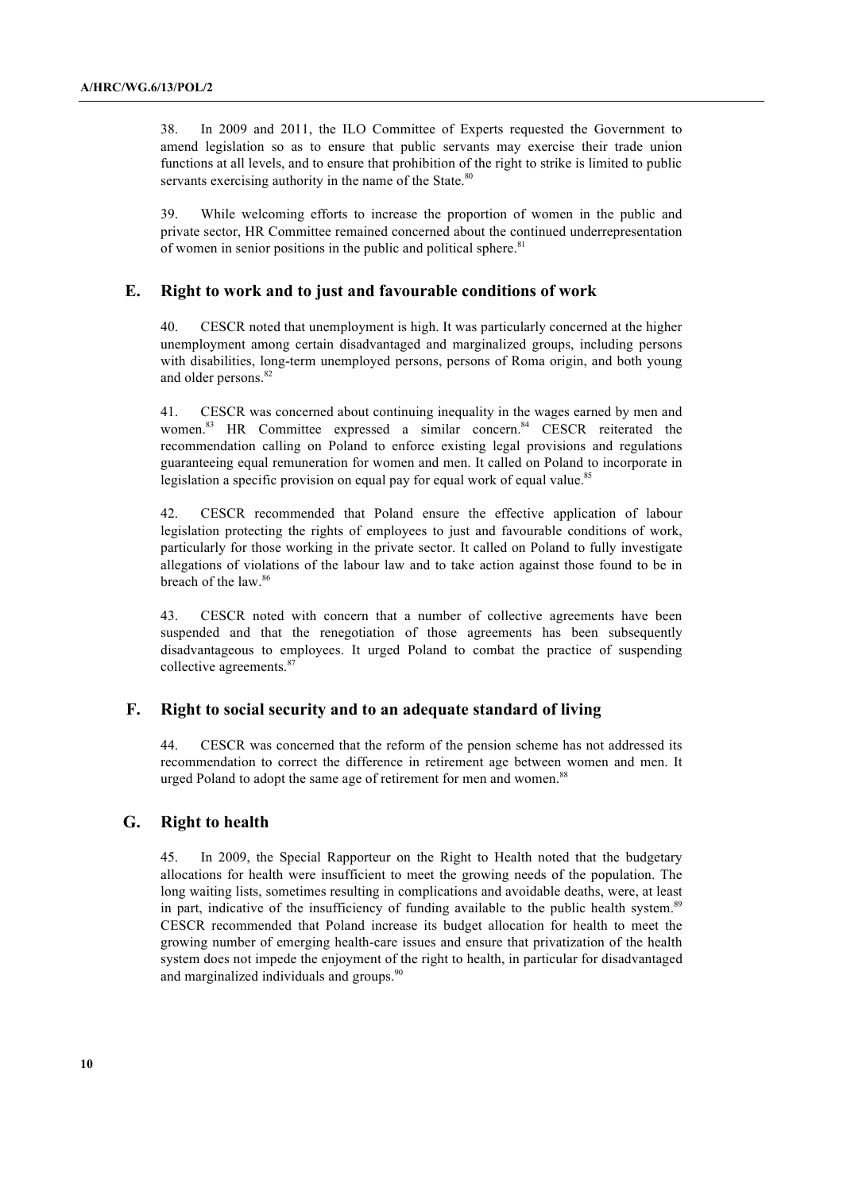38. In 2009 and 2011, the ILO Committee of Experts requested the Government to amend legislation so as to ensure that public servants may exercise their trade union functions at all levels, and to ensure that prohibition of the right to strike is limited to public servants exercising authority in the name of the State.[80]

39. While welcoming efforts to increase the proportion of women in the public and private sector, HR Committee remained concerned about the continued underrepresentation of women in senior positions in the public and political sphere.[81]

## E. Right to work and to just and favourable conditions of work

40. CESCR noted that unemployment is high. It was particularly concerned at the higher unemployment among certain disadvantaged and marginalized groups, including persons with disabilities, long-term unemployed persons, persons of Roma origin, and both young and older persons.[82]

41. CESCR was concerned about continuing inequality in the wages earned by men and women.[83] HR Committee expressed a similar concern.[84] CESCR reiterated the recommendation calling on Poland to enforce existing legal provisions and regulations guaranteeing equal remuneration for women and men. It called on Poland to incorporate in legislation a specific provision on equal pay for equal work of equal value.[85]

42. CESCR recommended that Poland ensure the effective application of labour legislation protecting the rights of employees to just and favourable conditions of work, particularly for those working in the private sector. It called on Poland to fully investigate allegations of violations of the labour law and to take action against those found to be in breach of the law.[86]

43. CESCR noted with concern that a number of collective agreements have been suspended and that the renegotiation of those agreements has been subsequently disadvantageous to employees. It urged Poland to combat the practice of suspending collective agreements.[87]

## F. Right to social security and to an adequate standard of living

44. CESCR was concerned that the reform of the pension scheme has not addressed its recommendation to correct the difference in retirement age between women and men. It urged Poland to adopt the same age of retirement for men and women.[88]

## G. Right to health

45. In 2009, the Special Rapporteur on the Right to Health noted that the budgetary allocations for health were insufficient to meet the growing needs of the population. The long waiting lists, sometimes resulting in complications and avoidable deaths, were, at least in part, indicative of the insufficiency of funding available to the public health system.[89] CESCR recommended that Poland increase its budget allocation for health to meet the growing number of emerging health-care issues and ensure that privatization of the health system does not impede the enjoyment of the right to health, in particular for disadvantaged and marginalized individuals and groups.[90]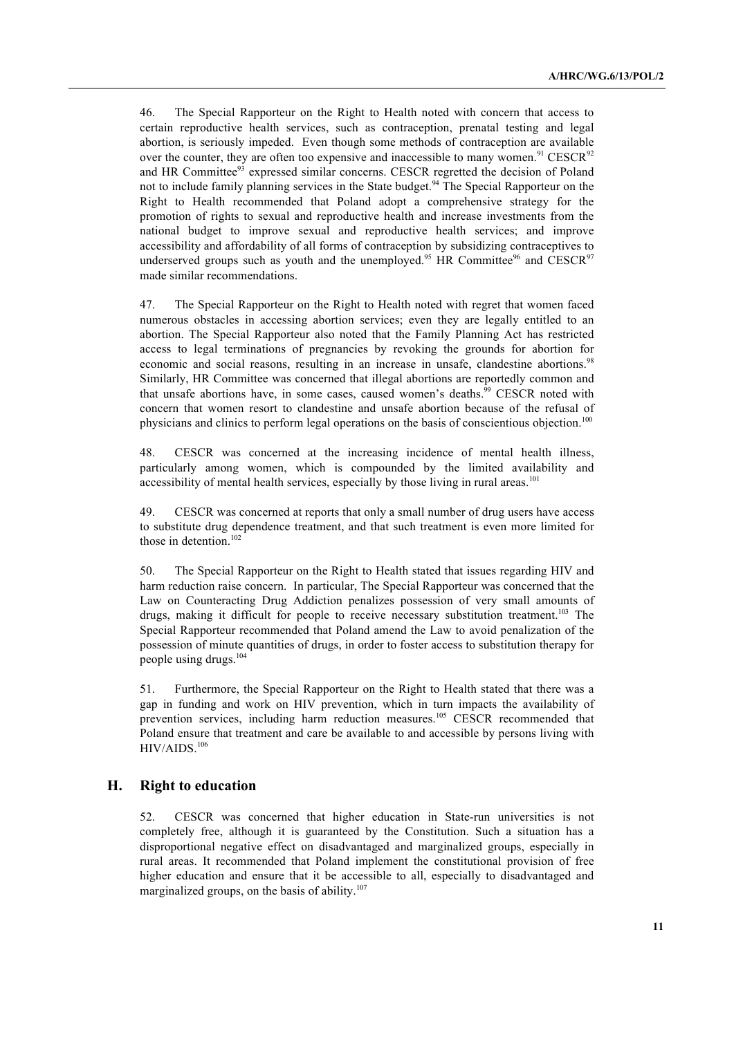46. The Special Rapporteur on the Right to Health noted with concern that access to certain reproductive health services, such as contraception, prenatal testing and legal abortion, is seriously impeded. Even though some methods of contraception are available over the counter, they are often too expensive and inaccessible to many women.[91] CESCR[92] and HR Committee[93] expressed similar concerns. CESCR regretted the decision of Poland not to include family planning services in the State budget.[94] The Special Rapporteur on the Right to Health recommended that Poland adopt a comprehensive strategy for the promotion of rights to sexual and reproductive health and increase investments from the national budget to improve sexual and reproductive health services; and improve accessibility and affordability of all forms of contraception by subsidizing contraceptives to underserved groups such as youth and the unemployed.[95] HR Committee[96] and CESCR[97] made similar recommendations.

47. The Special Rapporteur on the Right to Health noted with regret that women faced numerous obstacles in accessing abortion services; even they are legally entitled to an abortion. The Special Rapporteur also noted that the Family Planning Act has restricted access to legal terminations of pregnancies by revoking the grounds for abortion for economic and social reasons, resulting in an increase in unsafe, clandestine abortions.[98] Similarly, HR Committee was concerned that illegal abortions are reportedly common and that unsafe abortions have, in some cases, caused women's deaths.[99] CESCR noted with concern that women resort to clandestine and unsafe abortion because of the refusal of physicians and clinics to perform legal operations on the basis of conscientious objection.[100]

48. CESCR was concerned at the increasing incidence of mental health illness, particularly among women, which is compounded by the limited availability and accessibility of mental health services, especially by those living in rural areas.[101]

49. CESCR was concerned at reports that only a small number of drug users have access to substitute drug dependence treatment, and that such treatment is even more limited for those in detention.[102]

50. The Special Rapporteur on the Right to Health stated that issues regarding HIV and harm reduction raise concern. In particular, The Special Rapporteur was concerned that the Law on Counteracting Drug Addiction penalizes possession of very small amounts of drugs, making it difficult for people to receive necessary substitution treatment.[103] The Special Rapporteur recommended that Poland amend the Law to avoid penalization of the possession of minute quantities of drugs, in order to foster access to substitution therapy for people using drugs.[104]

51. Furthermore, the Special Rapporteur on the Right to Health stated that there was a gap in funding and work on HIV prevention, which in turn impacts the availability of prevention services, including harm reduction measures.[105] CESCR recommended that Poland ensure that treatment and care be available to and accessible by persons living with HIV/AIDS.[106]

## H. Right to education

52. CESCR was concerned that higher education in State-run universities is not completely free, although it is guaranteed by the Constitution. Such a situation has a disproportional negative effect on disadvantaged and marginalized groups, especially in rural areas. It recommended that Poland implement the constitutional provision of free higher education and ensure that it be accessible to all, especially to disadvantaged and marginalized groups, on the basis of ability.[107]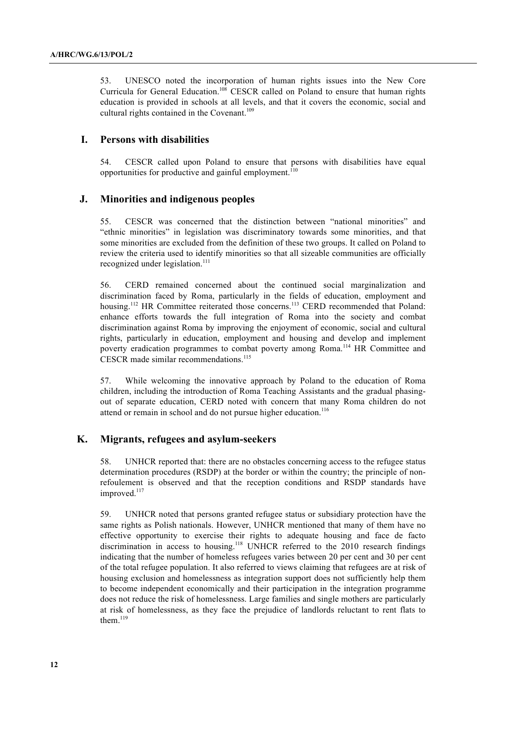53. UNESCO noted the incorporation of human rights issues into the New Core Curricula for General Education.[108] CESCR called on Poland to ensure that human rights education is provided in schools at all levels, and that it covers the economic, social and cultural rights contained in the Covenant.[109]

## I. Persons with disabilities

54. CESCR called upon Poland to ensure that persons with disabilities have equal opportunities for productive and gainful employment.[110]

## J. Minorities and indigenous peoples

55. CESCR was concerned that the distinction between "national minorities" and "ethnic minorities" in legislation was discriminatory towards some minorities, and that some minorities are excluded from the definition of these two groups. It called on Poland to review the criteria used to identify minorities so that all sizeable communities are officially recognized under legislation.[111]

56. CERD remained concerned about the continued social marginalization and discrimination faced by Roma, particularly in the fields of education, employment and housing.[112] HR Committee reiterated those concerns.[113] CERD recommended that Poland: enhance efforts towards the full integration of Roma into the society and combat discrimination against Roma by improving the enjoyment of economic, social and cultural rights, particularly in education, employment and housing and develop and implement poverty eradication programmes to combat poverty among Roma.[114] HR Committee and CESCR made similar recommendations.[115]

57. While welcoming the innovative approach by Poland to the education of Roma children, including the introduction of Roma Teaching Assistants and the gradual phasing-out of separate education, CERD noted with concern that many Roma children do not attend or remain in school and do not pursue higher education.[116]

## K. Migrants, refugees and asylum-seekers

58. UNHCR reported that: there are no obstacles concerning access to the refugee status determination procedures (RSDP) at the border or within the country; the principle of non-refoulement is observed and that the reception conditions and RSDP standards have improved.[117]

59. UNHCR noted that persons granted refugee status or subsidiary protection have the same rights as Polish nationals. However, UNHCR mentioned that many of them have no effective opportunity to exercise their rights to adequate housing and face de facto discrimination in access to housing.[118] UNHCR referred to the 2010 research findings indicating that the number of homeless refugees varies between 20 per cent and 30 per cent of the total refugee population. It also referred to views claiming that refugees are at risk of housing exclusion and homelessness as integration support does not sufficiently help them to become independent economically and their participation in the integration programme does not reduce the risk of homelessness. Large families and single mothers are particularly at risk of homelessness, as they face the prejudice of landlords reluctant to rent flats to them.[119]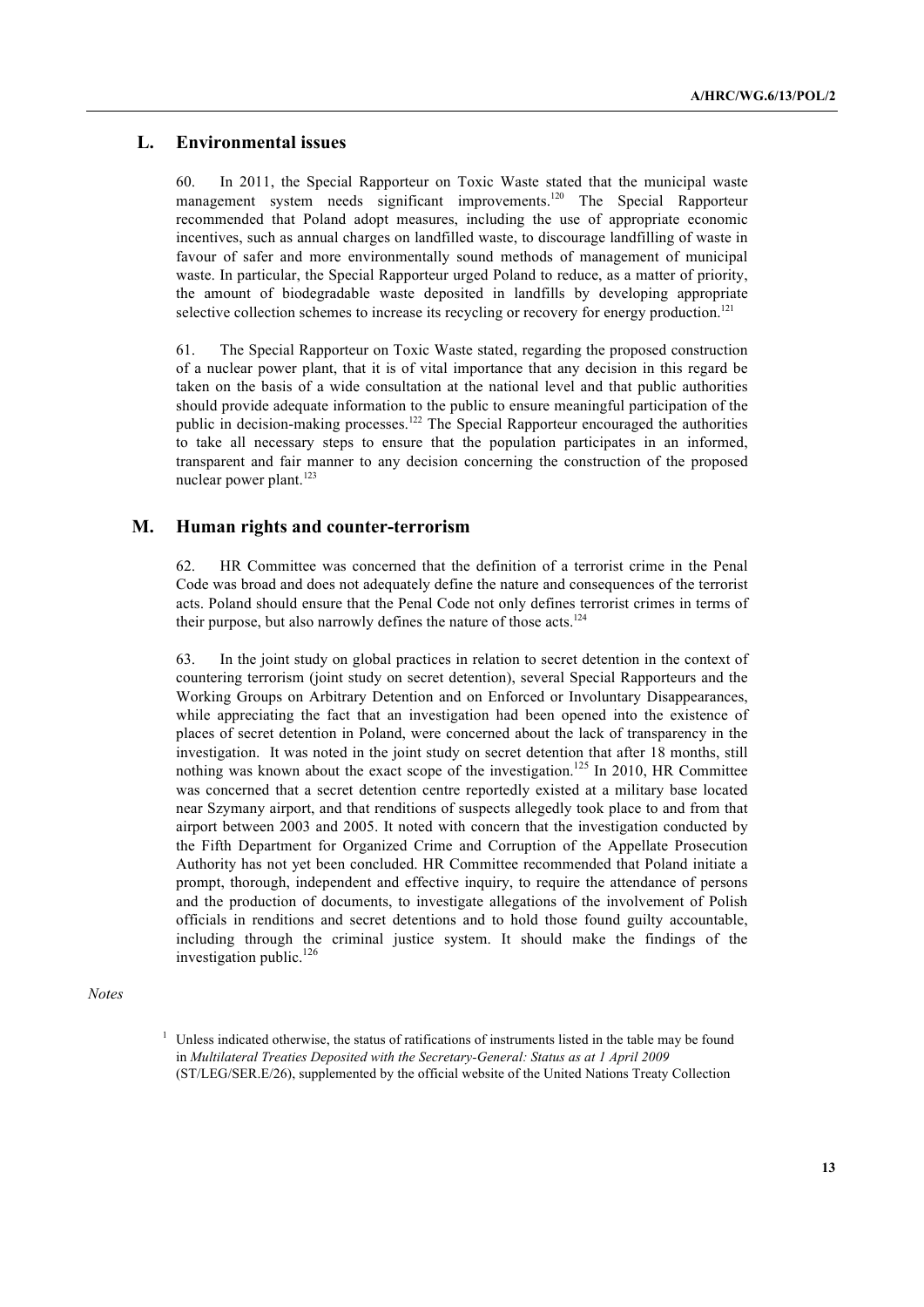## L. Environmental issues

60. In 2011, the Special Rapporteur on Toxic Waste stated that the municipal waste management system needs significant improvements.[120] The Special Rapporteur recommended that Poland adopt measures, including the use of appropriate economic incentives, such as annual charges on landfilled waste, to discourage landfilling of waste in favour of safer and more environmentally sound methods of management of municipal waste. In particular, the Special Rapporteur urged Poland to reduce, as a matter of priority, the amount of biodegradable waste deposited in landfills by developing appropriate selective collection schemes to increase its recycling or recovery for energy production.[121]

61. The Special Rapporteur on Toxic Waste stated, regarding the proposed construction of a nuclear power plant, that it is of vital importance that any decision in this regard be taken on the basis of a wide consultation at the national level and that public authorities should provide adequate information to the public to ensure meaningful participation of the public in decision-making processes.[122] The Special Rapporteur encouraged the authorities to take all necessary steps to ensure that the population participates in an informed, transparent and fair manner to any decision concerning the construction of the proposed nuclear power plant.[123]

## M. Human rights and counter-terrorism

62. HR Committee was concerned that the definition of a terrorist crime in the Penal Code was broad and does not adequately define the nature and consequences of the terrorist acts. Poland should ensure that the Penal Code not only defines terrorist crimes in terms of their purpose, but also narrowly defines the nature of those acts.[124]

63. In the joint study on global practices in relation to secret detention in the context of countering terrorism (joint study on secret detention), several Special Rapporteurs and the Working Groups on Arbitrary Detention and on Enforced or Involuntary Disappearances, while appreciating the fact that an investigation had been opened into the existence of places of secret detention in Poland, were concerned about the lack of transparency in the investigation. It was noted in the joint study on secret detention that after 18 months, still nothing was known about the exact scope of the investigation.[125] In 2010, HR Committee was concerned that a secret detention centre reportedly existed at a military base located near Szymany airport, and that renditions of suspects allegedly took place to and from that airport between 2003 and 2005. It noted with concern that the investigation conducted by the Fifth Department for Organized Crime and Corruption of the Appellate Prosecution Authority has not yet been concluded. HR Committee recommended that Poland initiate a prompt, thorough, independent and effective inquiry, to require the attendance of persons and the production of documents, to investigate allegations of the involvement of Polish officials in renditions and secret detentions and to hold those found guilty accountable, including through the criminal justice system. It should make the findings of the investigation public.[126]

*Notes*

[1] Unless indicated otherwise, the status of ratifications of instruments listed in the table may be found in *Multilateral Treaties Deposited with the Secretary-General: Status as at 1 April 2009* (ST/LEG/SER.E/26), supplemented by the official website of the United Nations Treaty Collection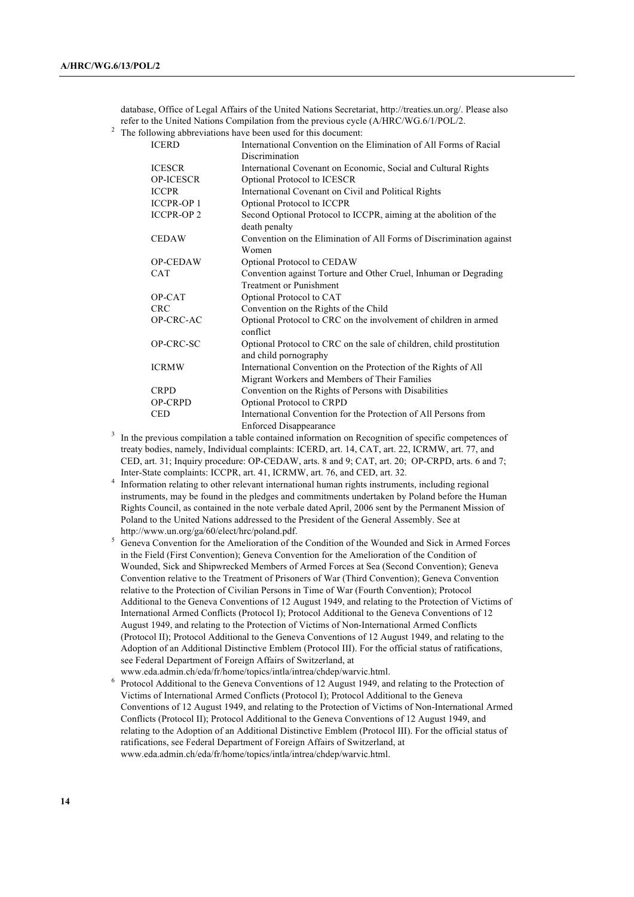database, Office of Legal Affairs of the United Nations Secretariat, http://treaties.un.org/. Please also refer to the United Nations Compilation from the previous cycle (A/HRC/WG.6/1/POL/2.

[2] The following abbreviations have been used for this document:

| | |
|---|---|
| ICERD | International Convention on the Elimination of All Forms of Racial Discrimination |
| ICESCR | International Covenant on Economic, Social and Cultural Rights |
| OP-ICESCR | Optional Protocol to ICESCR |
| ICCPR | International Covenant on Civil and Political Rights |
| ICCPR-OP 1 | Optional Protocol to ICCPR |
| ICCPR-OP 2 | Second Optional Protocol to ICCPR, aiming at the abolition of the death penalty |
| CEDAW | Convention on the Elimination of All Forms of Discrimination against Women |
| OP-CEDAW | Optional Protocol to CEDAW |
| CAT | Convention against Torture and Other Cruel, Inhuman or Degrading Treatment or Punishment |
| OP-CAT | Optional Protocol to CAT |
| CRC | Convention on the Rights of the Child |
| OP-CRC-AC | Optional Protocol to CRC on the involvement of children in armed conflict |
| OP-CRC-SC | Optional Protocol to CRC on the sale of children, child prostitution and child pornography |
| ICRMW | International Convention on the Protection of the Rights of All Migrant Workers and Members of Their Families |
| CRPD | Convention on the Rights of Persons with Disabilities |
| OP-CRPD | Optional Protocol to CRPD |
| CED | International Convention for the Protection of All Persons from Enforced Disappearance |

[3] In the previous compilation a table contained information on Recognition of specific competences of treaty bodies, namely, Individual complaints: ICERD, art. 14, CAT, art. 22, ICRMW, art. 77, and CED, art. 31; Inquiry procedure: OP-CEDAW, arts. 8 and 9; CAT, art. 20; OP-CRPD, arts. 6 and 7; Inter-State complaints: ICCPR, art. 41, ICRMW, art. 76, and CED, art. 32.

[4] Information relating to other relevant international human rights instruments, including regional instruments, may be found in the pledges and commitments undertaken by Poland before the Human Rights Council, as contained in the note verbale dated April, 2006 sent by the Permanent Mission of Poland to the United Nations addressed to the President of the General Assembly. See at http://www.un.org/ga/60/elect/hrc/poland.pdf.

[5] Geneva Convention for the Amelioration of the Condition of the Wounded and Sick in Armed Forces in the Field (First Convention); Geneva Convention for the Amelioration of the Condition of Wounded, Sick and Shipwrecked Members of Armed Forces at Sea (Second Convention); Geneva Convention relative to the Treatment of Prisoners of War (Third Convention); Geneva Convention relative to the Protection of Civilian Persons in Time of War (Fourth Convention); Protocol Additional to the Geneva Conventions of 12 August 1949, and relating to the Protection of Victims of International Armed Conflicts (Protocol I); Protocol Additional to the Geneva Conventions of 12 August 1949, and relating to the Protection of Victims of Non-International Armed Conflicts (Protocol II); Protocol Additional to the Geneva Conventions of 12 August 1949, and relating to the Adoption of an Additional Distinctive Emblem (Protocol III). For the official status of ratifications, see Federal Department of Foreign Affairs of Switzerland, at www.eda.admin.ch/eda/fr/home/topics/intla/intrea/chdep/warvic.html.

[6] Protocol Additional to the Geneva Conventions of 12 August 1949, and relating to the Protection of Victims of International Armed Conflicts (Protocol I); Protocol Additional to the Geneva Conventions of 12 August 1949, and relating to the Protection of Victims of Non-International Armed Conflicts (Protocol II); Protocol Additional to the Geneva Conventions of 12 August 1949, and relating to the Adoption of an Additional Distinctive Emblem (Protocol III). For the official status of ratifications, see Federal Department of Foreign Affairs of Switzerland, at www.eda.admin.ch/eda/fr/home/topics/intla/intrea/chdep/warvic.html.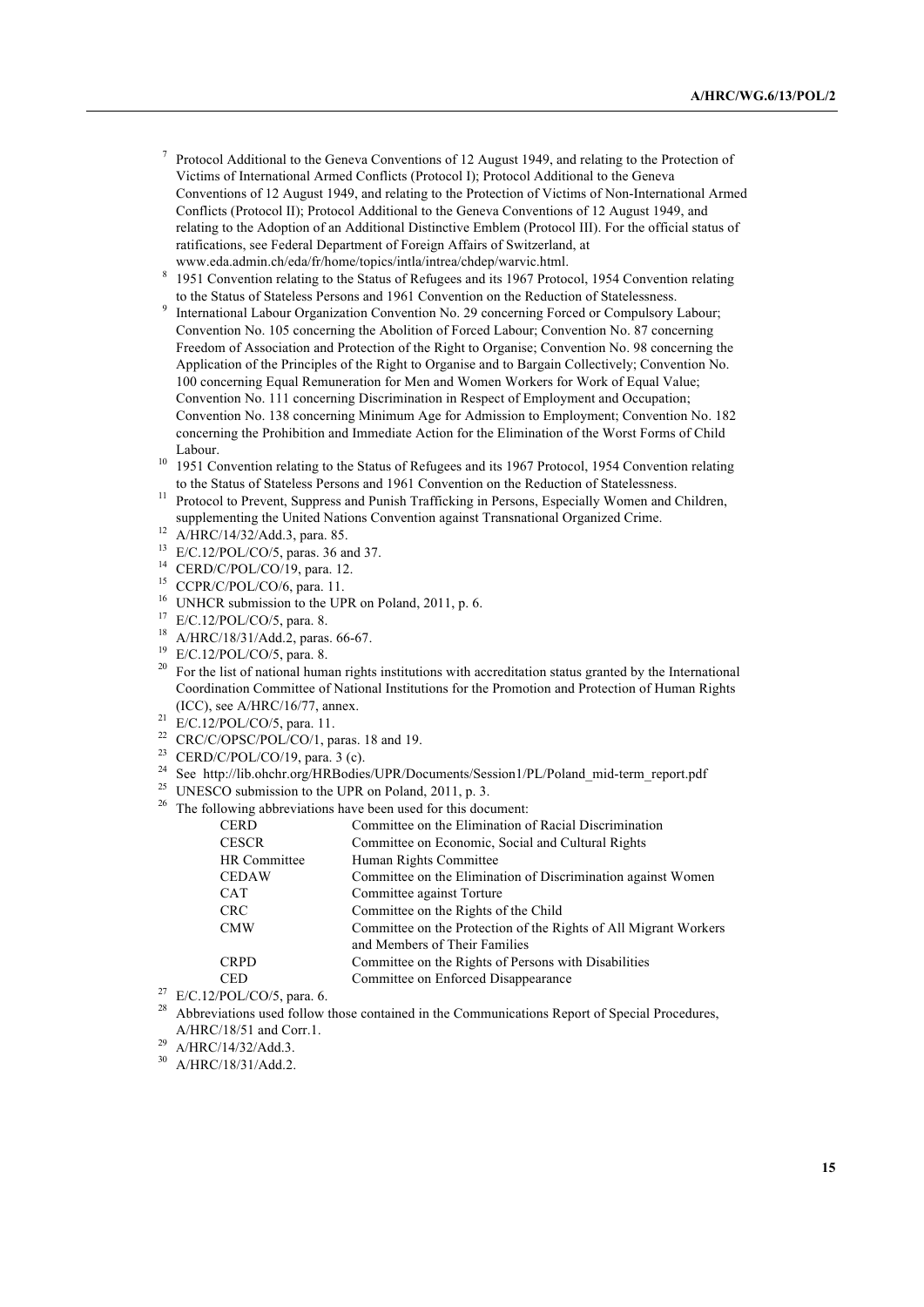[7] Protocol Additional to the Geneva Conventions of 12 August 1949, and relating to the Protection of Victims of International Armed Conflicts (Protocol I); Protocol Additional to the Geneva Conventions of 12 August 1949, and relating to the Protection of Victims of Non-International Armed Conflicts (Protocol II); Protocol Additional to the Geneva Conventions of 12 August 1949, and relating to the Adoption of an Additional Distinctive Emblem (Protocol III). For the official status of ratifications, see Federal Department of Foreign Affairs of Switzerland, at www.eda.admin.ch/eda/fr/home/topics/intla/intrea/chdep/warvic.html.

[8] 1951 Convention relating to the Status of Refugees and its 1967 Protocol, 1954 Convention relating to the Status of Stateless Persons and 1961 Convention on the Reduction of Statelessness.

[9] International Labour Organization Convention No. 29 concerning Forced or Compulsory Labour; Convention No. 105 concerning the Abolition of Forced Labour; Convention No. 87 concerning Freedom of Association and Protection of the Right to Organise; Convention No. 98 concerning the Application of the Principles of the Right to Organise and to Bargain Collectively; Convention No. 100 concerning Equal Remuneration for Men and Women Workers for Work of Equal Value; Convention No. 111 concerning Discrimination in Respect of Employment and Occupation; Convention No. 138 concerning Minimum Age for Admission to Employment; Convention No. 182 concerning the Prohibition and Immediate Action for the Elimination of the Worst Forms of Child Labour.

[10] 1951 Convention relating to the Status of Refugees and its 1967 Protocol, 1954 Convention relating to the Status of Stateless Persons and 1961 Convention on the Reduction of Statelessness.

[11] Protocol to Prevent, Suppress and Punish Trafficking in Persons, Especially Women and Children, supplementing the United Nations Convention against Transnational Organized Crime.

[12] A/HRC/14/32/Add.3, para. 85.

[13] E/C.12/POL/CO/5, paras. 36 and 37.

[14] CERD/C/POL/CO/19, para. 12.

[15] CCPR/C/POL/CO/6, para. 11.

[16] UNHCR submission to the UPR on Poland, 2011, p. 6.

[17] E/C.12/POL/CO/5, para. 8.

[18] A/HRC/18/31/Add.2, paras. 66-67.

[19] E/C.12/POL/CO/5, para. 8.

[20] For the list of national human rights institutions with accreditation status granted by the International Coordination Committee of National Institutions for the Promotion and Protection of Human Rights (ICC), see A/HRC/16/77, annex.

[21] E/C.12/POL/CO/5, para. 11.

[22] CRC/C/OPSC/POL/CO/1, paras. 18 and 19.

[23] CERD/C/POL/CO/19, para. 3 (c).

[24] See http://lib.ohchr.org/HRBodies/UPR/Documents/Session1/PL/Poland_mid-term_report.pdf

[25] UNESCO submission to the UPR on Poland, 2011, p. 3.

[26] The following abbreviations have been used for this document:

| | |
|---|---|
| CERD | Committee on the Elimination of Racial Discrimination |
| CESCR | Committee on Economic, Social and Cultural Rights |
| HR Committee | Human Rights Committee |
| CEDAW | Committee on the Elimination of Discrimination against Women |
| CAT | Committee against Torture |
| CRC | Committee on the Rights of the Child |
| CMW | Committee on the Protection of the Rights of All Migrant Workers and Members of Their Families |
| CRPD | Committee on the Rights of Persons with Disabilities |
| CED | Committee on Enforced Disappearance |

[27] E/C.12/POL/CO/5, para. 6.

[28] Abbreviations used follow those contained in the Communications Report of Special Procedures, A/HRC/18/51 and Corr.1.

[29] A/HRC/14/32/Add.3.

[30] A/HRC/18/31/Add.2.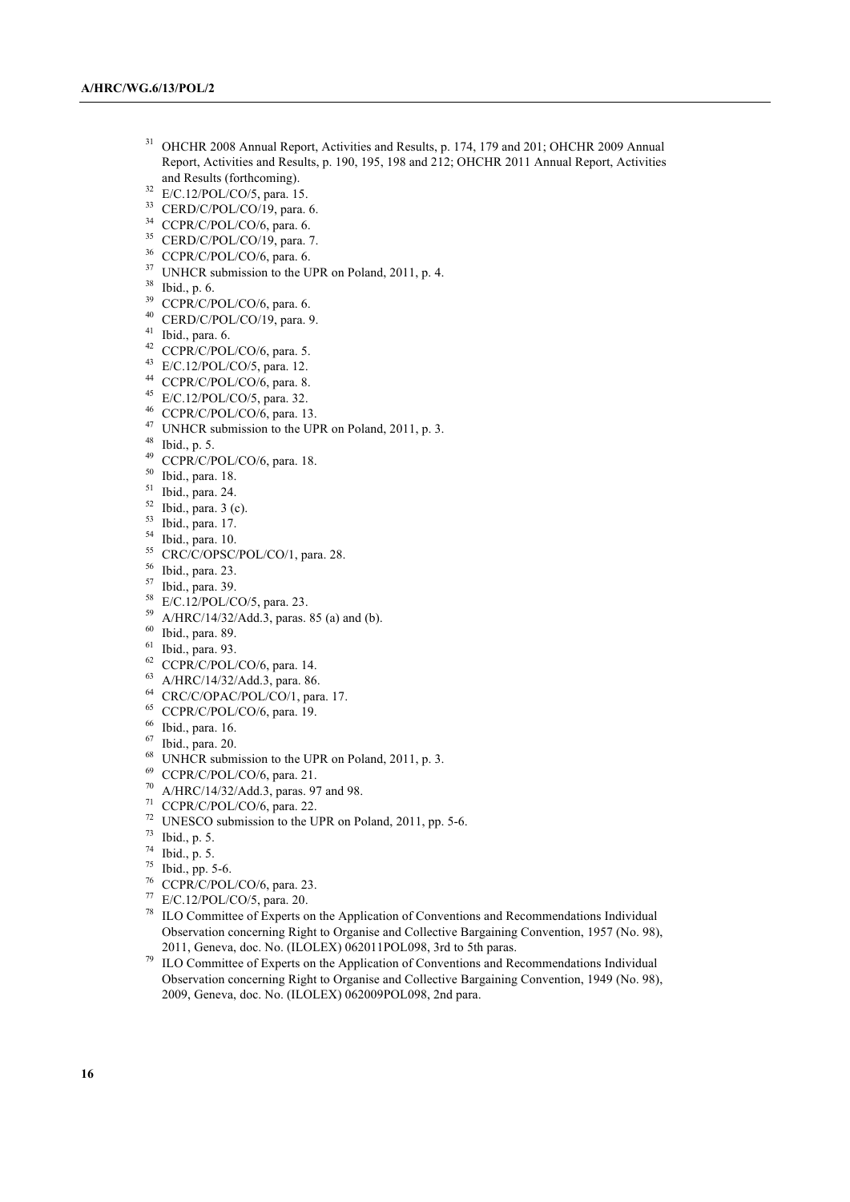[31] OHCHR 2008 Annual Report, Activities and Results, p. 174, 179 and 201; OHCHR 2009 Annual Report, Activities and Results, p. 190, 195, 198 and 212; OHCHR 2011 Annual Report, Activities and Results (forthcoming).

[32] E/C.12/POL/CO/5, para. 15.

[33] CERD/C/POL/CO/19, para. 6.

[34] CCPR/C/POL/CO/6, para. 6.

[35] CERD/C/POL/CO/19, para. 7.

[36] CCPR/C/POL/CO/6, para. 6.

[37] UNHCR submission to the UPR on Poland, 2011, p. 4.

[38] Ibid., p. 6.

[39] CCPR/C/POL/CO/6, para. 6.

[40] CERD/C/POL/CO/19, para. 9.

[41] Ibid., para. 6.

[42] CCPR/C/POL/CO/6, para. 5.

[43] E/C.12/POL/CO/5, para. 12.

[44] CCPR/C/POL/CO/6, para. 8.

[45] E/C.12/POL/CO/5, para. 32.

[46] CCPR/C/POL/CO/6, para. 13.

[47] UNHCR submission to the UPR on Poland, 2011, p. 3.

[48] Ibid., p. 5.

[49] CCPR/C/POL/CO/6, para. 18.

[50] Ibid., para. 18.

[51] Ibid., para. 24.

[52] Ibid., para. 3 (c).

[53] Ibid., para. 17.

[54] Ibid., para. 10.

[55] CRC/C/OPSC/POL/CO/1, para. 28.

[56] Ibid., para. 23.

[57] Ibid., para. 39.

[58] E/C.12/POL/CO/5, para. 23.

[59] A/HRC/14/32/Add.3, paras. 85 (a) and (b).

[60] Ibid., para. 89.

[61] Ibid., para. 93.

[62] CCPR/C/POL/CO/6, para. 14.

[63] A/HRC/14/32/Add.3, para. 86.

[64] CRC/C/OPAC/POL/CO/1, para. 17.

[65] CCPR/C/POL/CO/6, para. 19.

[66] Ibid., para. 16.

[67] Ibid., para. 20.

[68] UNHCR submission to the UPR on Poland, 2011, p. 3.

[69] CCPR/C/POL/CO/6, para. 21.

[70] A/HRC/14/32/Add.3, paras. 97 and 98.

[71] CCPR/C/POL/CO/6, para. 22.

[72] UNESCO submission to the UPR on Poland, 2011, pp. 5-6.

[73] Ibid., p. 5.

[74] Ibid., p. 5.

[75] Ibid., pp. 5-6.

[76] CCPR/C/POL/CO/6, para. 23.

[77] E/C.12/POL/CO/5, para. 20.

[78] ILO Committee of Experts on the Application of Conventions and Recommendations Individual Observation concerning Right to Organise and Collective Bargaining Convention, 1957 (No. 98), 2011, Geneva, doc. No. (ILOLEX) 062011POL098, 3rd to 5th paras.

[79] ILO Committee of Experts on the Application of Conventions and Recommendations Individual Observation concerning Right to Organise and Collective Bargaining Convention, 1949 (No. 98), 2009, Geneva, doc. No. (ILOLEX) 062009POL098, 2nd para.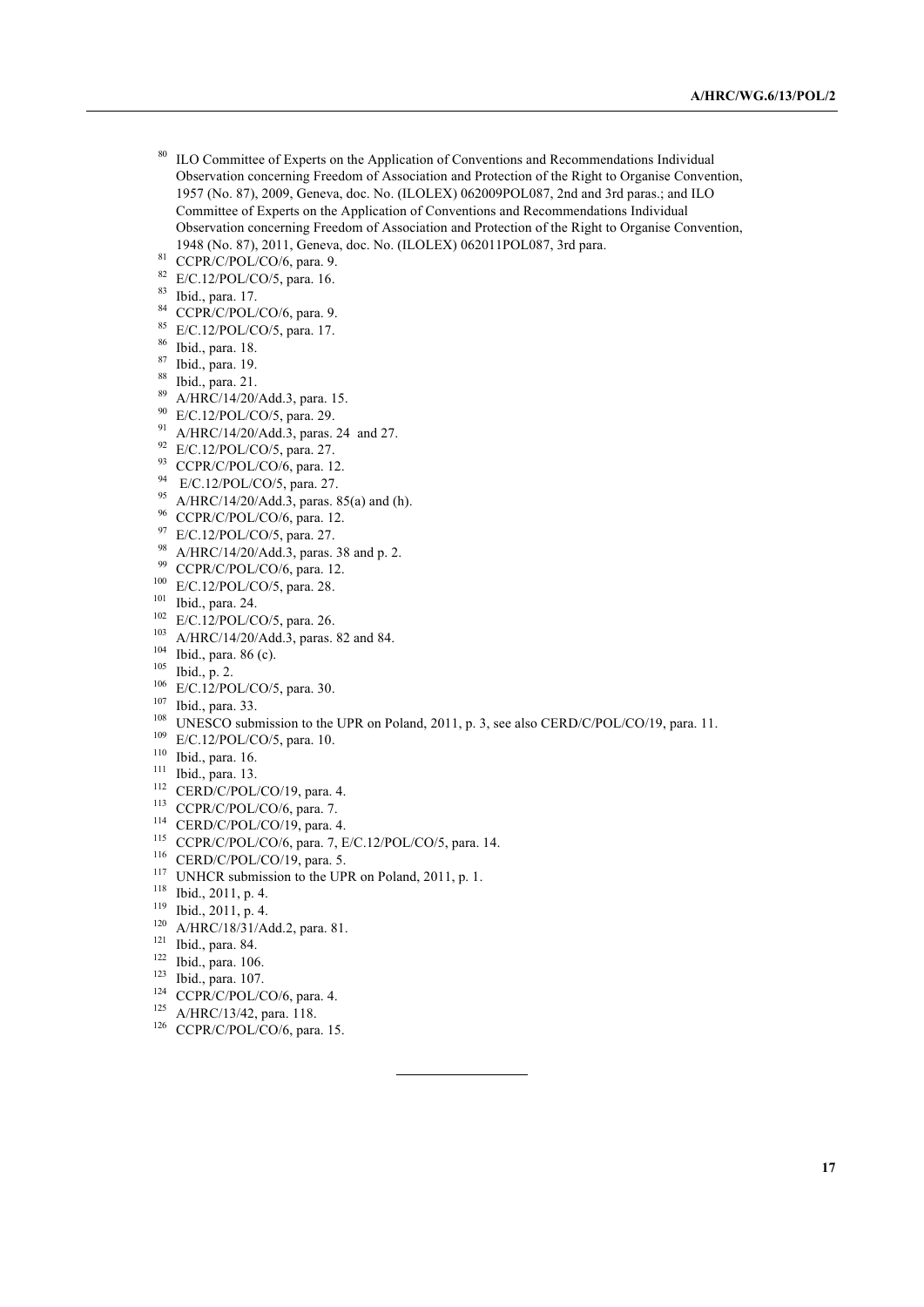[80] ILO Committee of Experts on the Application of Conventions and Recommendations Individual Observation concerning Freedom of Association and Protection of the Right to Organise Convention, 1957 (No. 87), 2009, Geneva, doc. No. (ILOLEX) 062009POL087, 2nd and 3rd paras.; and ILO Committee of Experts on the Application of Conventions and Recommendations Individual Observation concerning Freedom of Association and Protection of the Right to Organise Convention, 1948 (No. 87), 2011, Geneva, doc. No. (ILOLEX) 062011POL087, 3rd para.

[81] CCPR/C/POL/CO/6, para. 9.

[82] E/C.12/POL/CO/5, para. 16.

[83] Ibid., para. 17.

[84] CCPR/C/POL/CO/6, para. 9.

[85] E/C.12/POL/CO/5, para. 17.

[86] Ibid., para. 18.

[87] Ibid., para. 19.

[88] Ibid., para. 21.

[89] A/HRC/14/20/Add.3, para. 15.

[90] E/C.12/POL/CO/5, para. 29.

[91] A/HRC/14/20/Add.3, paras. 24 and 27.

[92] E/C.12/POL/CO/5, para. 27.

[93] CCPR/C/POL/CO/6, para. 12.

[94] E/C.12/POL/CO/5, para. 27.

[95] A/HRC/14/20/Add.3, paras. 85(a) and (h).

[96] CCPR/C/POL/CO/6, para. 12.

[97] E/C.12/POL/CO/5, para. 27.

[98] A/HRC/14/20/Add.3, paras. 38 and p. 2.

[99] CCPR/C/POL/CO/6, para. 12.

[100] E/C.12/POL/CO/5, para. 28.

[101] Ibid., para. 24.

[102] E/C.12/POL/CO/5, para. 26.

[103] A/HRC/14/20/Add.3, paras. 82 and 84.

[104] Ibid., para. 86 (c).

[105] Ibid., p. 2.

[106] E/C.12/POL/CO/5, para. 30.

[107] Ibid., para. 33.

[108] UNESCO submission to the UPR on Poland, 2011, p. 3, see also CERD/C/POL/CO/19, para. 11.

[109] E/C.12/POL/CO/5, para. 10.

[110] Ibid., para. 16.

[111] Ibid., para. 13.

[112] CERD/C/POL/CO/19, para. 4.

[113] CCPR/C/POL/CO/6, para. 7.

[114] CERD/C/POL/CO/19, para. 4.

[115] CCPR/C/POL/CO/6, para. 7, E/C.12/POL/CO/5, para. 14.

[116] CERD/C/POL/CO/19, para. 5.

[117] UNHCR submission to the UPR on Poland, 2011, p. 1.

[118] Ibid., 2011, p. 4.

[119] Ibid., 2011, p. 4.

[120] A/HRC/18/31/Add.2, para. 81.

[121] Ibid., para. 84.

[122] Ibid., para. 106.

[123] Ibid., para. 107.

[124] CCPR/C/POL/CO/6, para. 4.

[125] A/HRC/13/42, para. 118.

[126] CCPR/C/POL/CO/6, para. 15.